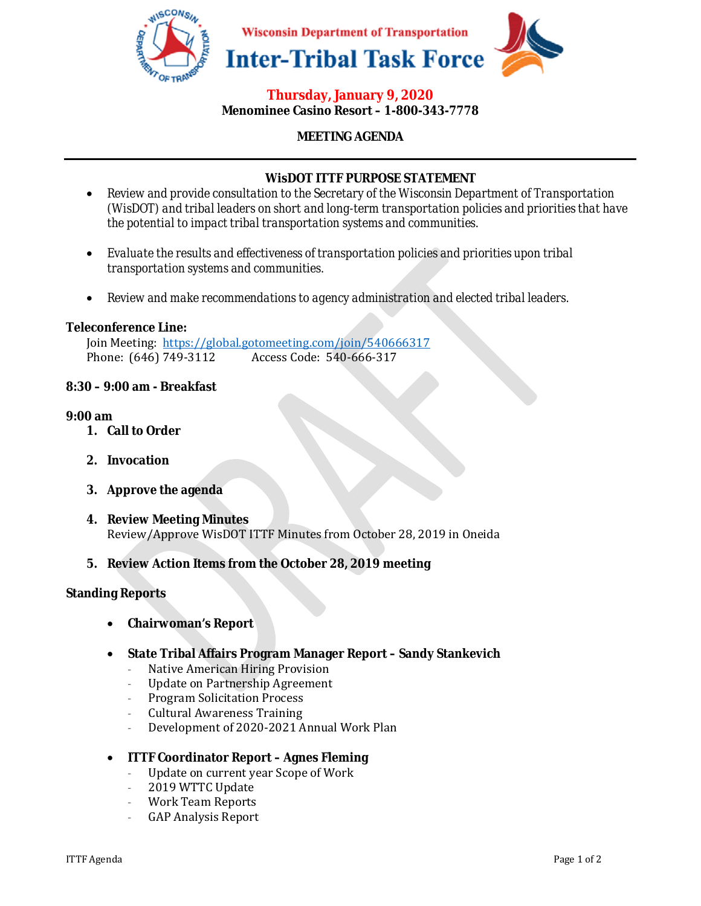Wisconsin Department of Transportation

# Inter-Tribal Task Force

**Thursday, January 9, 2020**

**Menominee Casino Resort – 1-800-343-7778**

**MEETING AGENDA**

---

## WisDOT ITTF PURPOSE STATEMENT

- Review and provide consultation to the Secretary of the Wisconsin Department of Transportation (WisDOT) and tribal leaders on short and long-term transportation policies and priorities that have the potential to impact tribal transportation systems and communities.
- Evaluate the results and effectiveness of transportation policies and priorities upon tribal transportation systems and communities.
- Review and make recommendations to agency administration and elected tribal leaders.

**Teleconference Line:**

Join Meeting: https://global.gotomeeting.com/join/540666317
Phone: (646) 749-3112    Access Code: 540-666-317

**8:30 – 9:00 am - Breakfast**

**9:00 am**

1. **Call to Order**
2. **Invocation**
3. **Approve the agenda**
4. **Review Meeting Minutes**
   Review/Approve WisDOT ITTF Minutes from October 28, 2019 in Oneida
5. **Review Action Items from the October 28, 2019 meeting**

**Standing Reports**

- **Chairwoman's Report**
- **State Tribal Affairs Program Manager Report – Sandy Stankevich**
  - Native American Hiring Provision
  - Update on Partnership Agreement
  - Program Solicitation Process
  - Cultural Awareness Training
  - Development of 2020-2021 Annual Work Plan
- **ITTF Coordinator Report – Agnes Fleming**
  - Update on current year Scope of Work
  - 2019 WTTC Update
  - Work Team Reports
  - GAP Analysis Report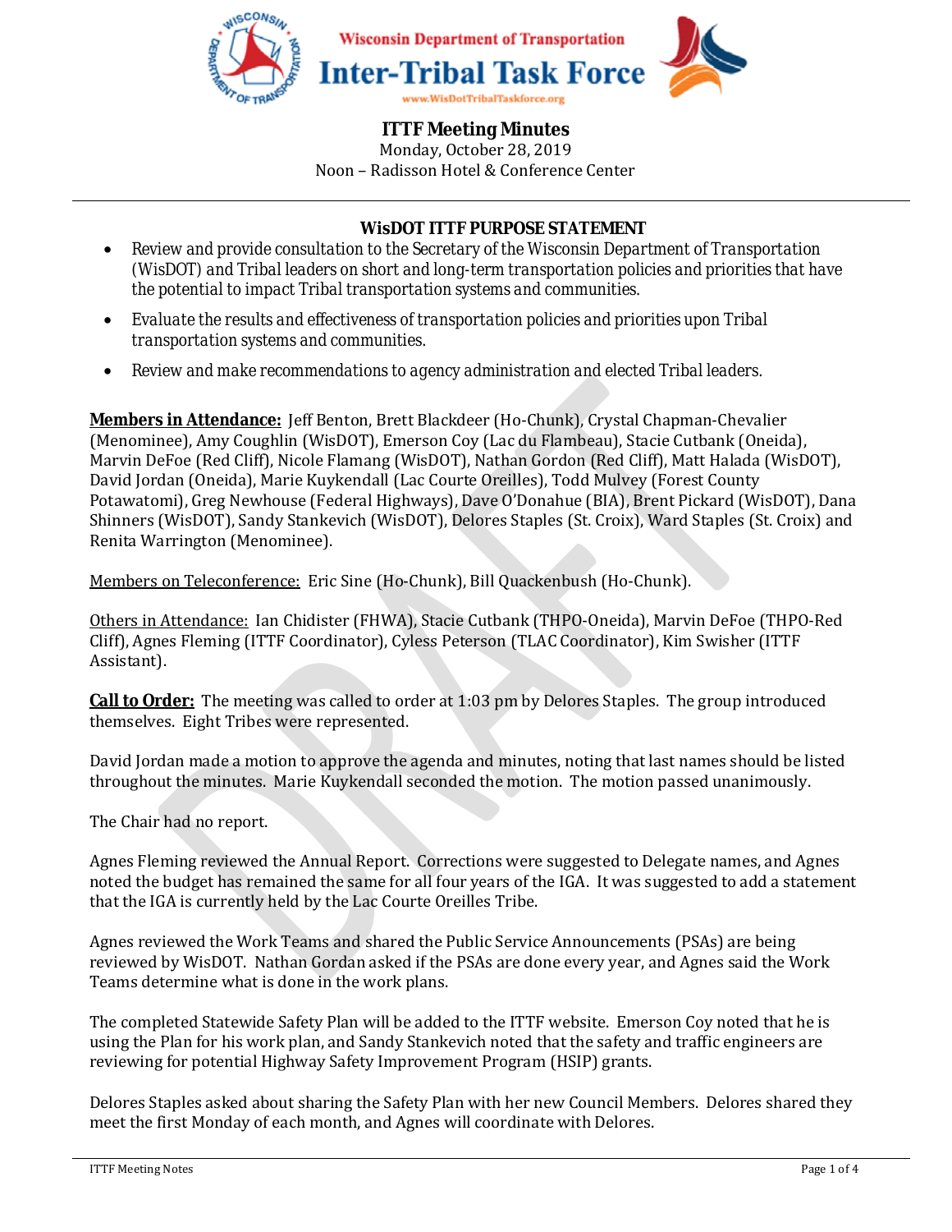**Wisconsin Department of Transportation**
# Inter-Tribal Task Force
www.WisDotTribalTaskforce.org

## ITTF Meeting Minutes
Monday, October 28, 2019
Noon – Radisson Hotel & Conference Center

### WisDOT ITTF PURPOSE STATEMENT

- Review and provide consultation to the Secretary of the Wisconsin Department of Transportation (WisDOT) and Tribal leaders on short and long-term transportation policies and priorities that have the potential to impact Tribal transportation systems and communities.
- Evaluate the results and effectiveness of transportation policies and priorities upon Tribal transportation systems and communities.
- Review and make recommendations to agency administration and elected Tribal leaders.

**Members in Attendance:** Jeff Benton, Brett Blackdeer (Ho-Chunk), Crystal Chapman-Chevalier (Menominee), Amy Coughlin (WisDOT), Emerson Coy (Lac du Flambeau), Stacie Cutbank (Oneida), Marvin DeFoe (Red Cliff), Nicole Flamang (WisDOT), Nathan Gordon (Red Cliff), Matt Halada (WisDOT), David Jordan (Oneida), Marie Kuykendall (Lac Courte Oreilles), Todd Mulvey (Forest County Potawatomi), Greg Newhouse (Federal Highways), Dave O'Donahue (BIA), Brent Pickard (WisDOT), Dana Shinners (WisDOT), Sandy Stankevich (WisDOT), Delores Staples (St. Croix), Ward Staples (St. Croix) and Renita Warrington (Menominee).

Members on Teleconference: Eric Sine (Ho-Chunk), Bill Quackenbush (Ho-Chunk).

Others in Attendance: Ian Chidister (FHWA), Stacie Cutbank (THPO-Oneida), Marvin DeFoe (THPO-Red Cliff), Agnes Fleming (ITTF Coordinator), Cyless Peterson (TLAC Coordinator), Kim Swisher (ITTF Assistant).

**Call to Order:** The meeting was called to order at 1:03 pm by Delores Staples. The group introduced themselves. Eight Tribes were represented.

David Jordan made a motion to approve the agenda and minutes, noting that last names should be listed throughout the minutes. Marie Kuykendall seconded the motion. The motion passed unanimously.

The Chair had no report.

Agnes Fleming reviewed the Annual Report. Corrections were suggested to Delegate names, and Agnes noted the budget has remained the same for all four years of the IGA. It was suggested to add a statement that the IGA is currently held by the Lac Courte Oreilles Tribe.

Agnes reviewed the Work Teams and shared the Public Service Announcements (PSAs) are being reviewed by WisDOT. Nathan Gordan asked if the PSAs are done every year, and Agnes said the Work Teams determine what is done in the work plans.

The completed Statewide Safety Plan will be added to the ITTF website. Emerson Coy noted that he is using the Plan for his work plan, and Sandy Stankevich noted that the safety and traffic engineers are reviewing for potential Highway Safety Improvement Program (HSIP) grants.

Delores Staples asked about sharing the Safety Plan with her new Council Members. Delores shared they meet the first Monday of each month, and Agnes will coordinate with Delores.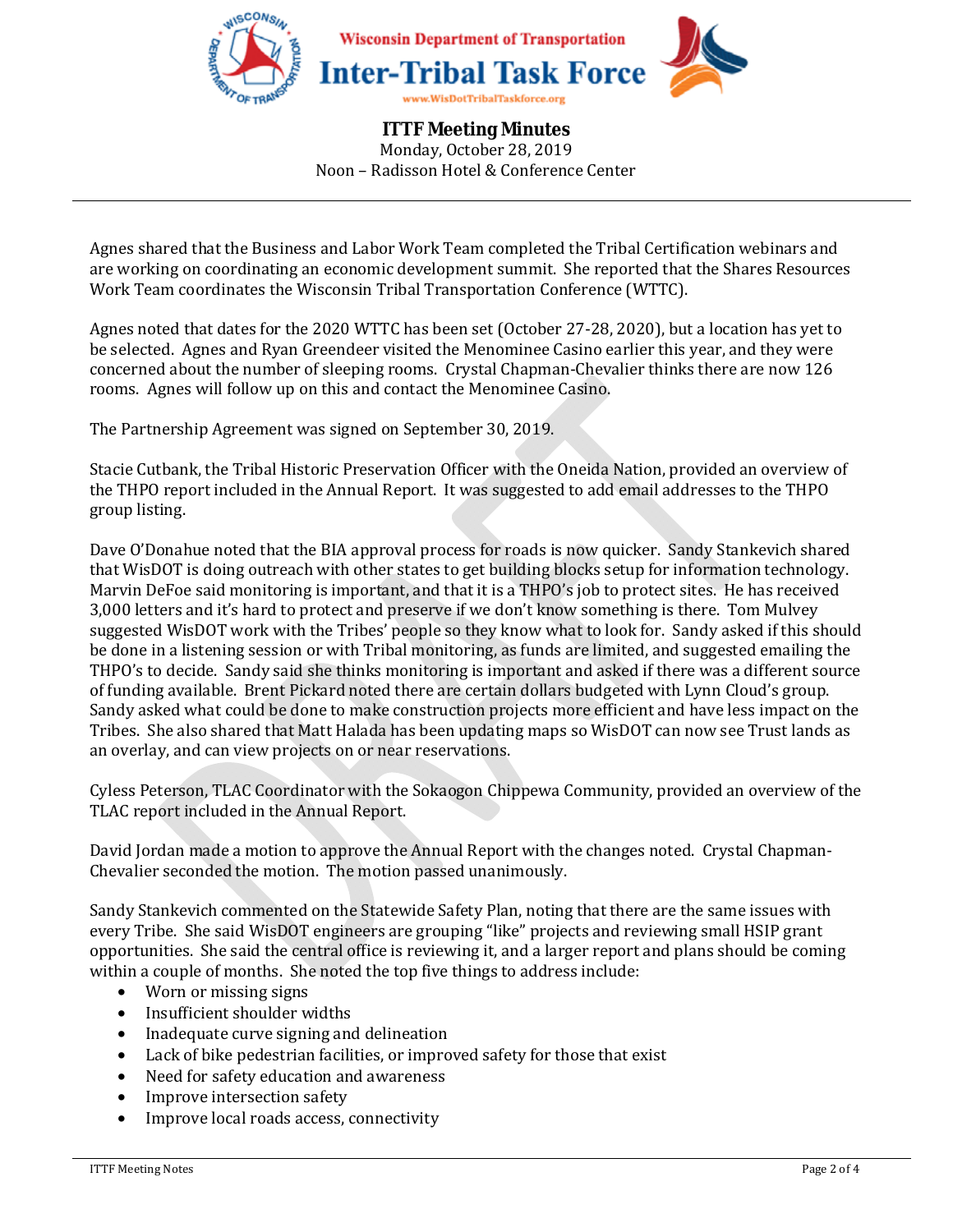# ITTF Meeting Minutes

Monday, October 28, 2019
Noon – Radisson Hotel & Conference Center

Agnes shared that the Business and Labor Work Team completed the Tribal Certification webinars and are working on coordinating an economic development summit. She reported that the Shares Resources Work Team coordinates the Wisconsin Tribal Transportation Conference (WTTC).

Agnes noted that dates for the 2020 WTTC has been set (October 27-28, 2020), but a location has yet to be selected. Agnes and Ryan Greendeer visited the Menominee Casino earlier this year, and they were concerned about the number of sleeping rooms. Crystal Chapman-Chevalier thinks there are now 126 rooms. Agnes will follow up on this and contact the Menominee Casino.

The Partnership Agreement was signed on September 30, 2019.

Stacie Cutbank, the Tribal Historic Preservation Officer with the Oneida Nation, provided an overview of the THPO report included in the Annual Report. It was suggested to add email addresses to the THPO group listing.

Dave O'Donahue noted that the BIA approval process for roads is now quicker. Sandy Stankevich shared that WisDOT is doing outreach with other states to get building blocks setup for information technology. Marvin DeFoe said monitoring is important, and that it is a THPO's job to protect sites. He has received 3,000 letters and it's hard to protect and preserve if we don't know something is there. Tom Mulvey suggested WisDOT work with the Tribes' people so they know what to look for. Sandy asked if this should be done in a listening session or with Tribal monitoring, as funds are limited, and suggested emailing the THPO's to decide. Sandy said she thinks monitoring is important and asked if there was a different source of funding available. Brent Pickard noted there are certain dollars budgeted with Lynn Cloud's group. Sandy asked what could be done to make construction projects more efficient and have less impact on the Tribes. She also shared that Matt Halada has been updating maps so WisDOT can now see Trust lands as an overlay, and can view projects on or near reservations.

Cyless Peterson, TLAC Coordinator with the Sokaogon Chippewa Community, provided an overview of the TLAC report included in the Annual Report.

David Jordan made a motion to approve the Annual Report with the changes noted. Crystal Chapman-Chevalier seconded the motion. The motion passed unanimously.

Sandy Stankevich commented on the Statewide Safety Plan, noting that there are the same issues with every Tribe. She said WisDOT engineers are grouping "like" projects and reviewing small HSIP grant opportunities. She said the central office is reviewing it, and a larger report and plans should be coming within a couple of months. She noted the top five things to address include:

- Worn or missing signs
- Insufficient shoulder widths
- Inadequate curve signing and delineation
- Lack of bike pedestrian facilities, or improved safety for those that exist
- Need for safety education and awareness
- Improve intersection safety
- Improve local roads access, connectivity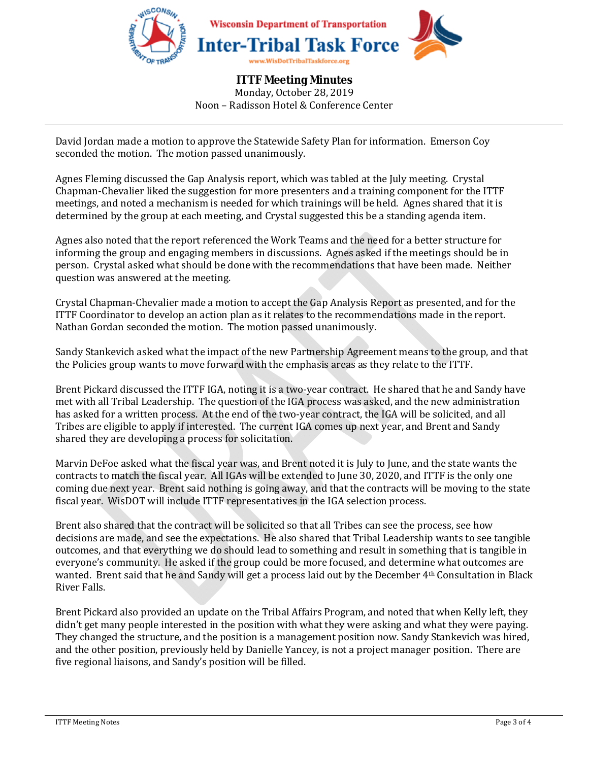David Jordan made a motion to approve the Statewide Safety Plan for information. Emerson Coy seconded the motion. The motion passed unanimously.

Agnes Fleming discussed the Gap Analysis report, which was tabled at the July meeting. Crystal Chapman-Chevalier liked the suggestion for more presenters and a training component for the ITTF meetings, and noted a mechanism is needed for which trainings will be held. Agnes shared that it is determined by the group at each meeting, and Crystal suggested this be a standing agenda item.

Agnes also noted that the report referenced the Work Teams and the need for a better structure for informing the group and engaging members in discussions. Agnes asked if the meetings should be in person. Crystal asked what should be done with the recommendations that have been made. Neither question was answered at the meeting.

Crystal Chapman-Chevalier made a motion to accept the Gap Analysis Report as presented, and for the ITTF Coordinator to develop an action plan as it relates to the recommendations made in the report. Nathan Gordan seconded the motion. The motion passed unanimously.

Sandy Stankevich asked what the impact of the new Partnership Agreement means to the group, and that the Policies group wants to move forward with the emphasis areas as they relate to the ITTF.

Brent Pickard discussed the ITTF IGA, noting it is a two-year contract. He shared that he and Sandy have met with all Tribal Leadership. The question of the IGA process was asked, and the new administration has asked for a written process. At the end of the two-year contract, the IGA will be solicited, and all Tribes are eligible to apply if interested. The current IGA comes up next year, and Brent and Sandy shared they are developing a process for solicitation.

Marvin DeFoe asked what the fiscal year was, and Brent noted it is July to June, and the state wants the contracts to match the fiscal year. All IGAs will be extended to June 30, 2020, and ITTF is the only one coming due next year. Brent said nothing is going away, and that the contracts will be moving to the state fiscal year. WisDOT will include ITTF representatives in the IGA selection process.

Brent also shared that the contract will be solicited so that all Tribes can see the process, see how decisions are made, and see the expectations. He also shared that Tribal Leadership wants to see tangible outcomes, and that everything we do should lead to something and result in something that is tangible in everyone's community. He asked if the group could be more focused, and determine what outcomes are wanted. Brent said that he and Sandy will get a process laid out by the December 4th Consultation in Black River Falls.

Brent Pickard also provided an update on the Tribal Affairs Program, and noted that when Kelly left, they didn't get many people interested in the position with what they were asking and what they were paying. They changed the structure, and the position is a management position now. Sandy Stankevich was hired, and the other position, previously held by Danielle Yancey, is not a project manager position. There are five regional liaisons, and Sandy's position will be filled.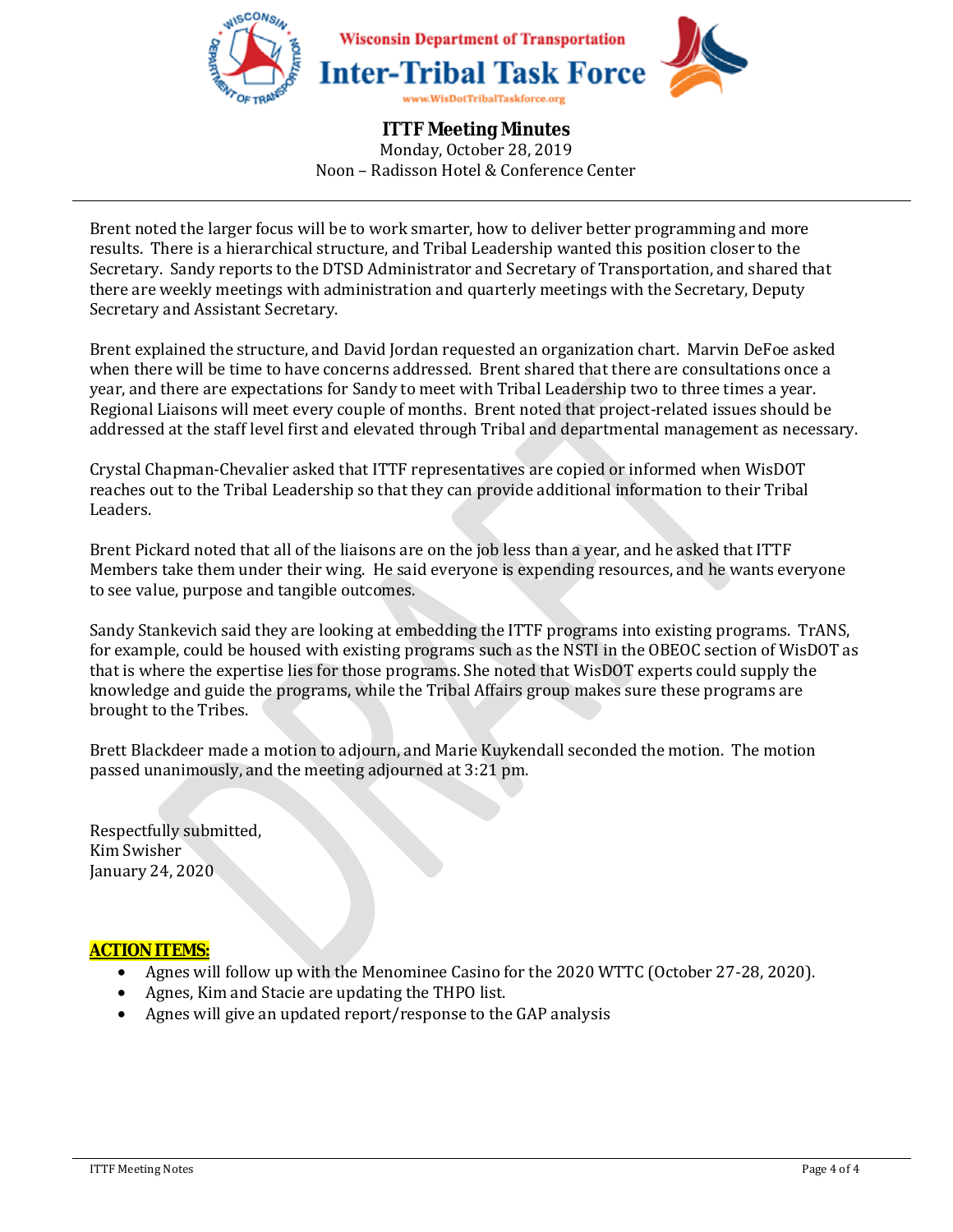Brent noted the larger focus will be to work smarter, how to deliver better programming and more results. There is a hierarchical structure, and Tribal Leadership wanted this position closer to the Secretary. Sandy reports to the DTSD Administrator and Secretary of Transportation, and shared that there are weekly meetings with administration and quarterly meetings with the Secretary, Deputy Secretary and Assistant Secretary.

Brent explained the structure, and David Jordan requested an organization chart. Marvin DeFoe asked when there will be time to have concerns addressed. Brent shared that there are consultations once a year, and there are expectations for Sandy to meet with Tribal Leadership two to three times a year. Regional Liaisons will meet every couple of months. Brent noted that project-related issues should be addressed at the staff level first and elevated through Tribal and departmental management as necessary.

Crystal Chapman-Chevalier asked that ITTF representatives are copied or informed when WisDOT reaches out to the Tribal Leadership so that they can provide additional information to their Tribal Leaders.

Brent Pickard noted that all of the liaisons are on the job less than a year, and he asked that ITTF Members take them under their wing. He said everyone is expending resources, and he wants everyone to see value, purpose and tangible outcomes.

Sandy Stankevich said they are looking at embedding the ITTF programs into existing programs. TrANS, for example, could be housed with existing programs such as the NSTI in the OBEOC section of WisDOT as that is where the expertise lies for those programs. She noted that WisDOT experts could supply the knowledge and guide the programs, while the Tribal Affairs group makes sure these programs are brought to the Tribes.

Brett Blackdeer made a motion to adjourn, and Marie Kuykendall seconded the motion. The motion passed unanimously, and the meeting adjourned at 3:21 pm.

Respectfully submitted,
Kim Swisher
January 24, 2020

**ACTION ITEMS:**

- Agnes will follow up with the Menominee Casino for the 2020 WTTC (October 27-28, 2020).
- Agnes, Kim and Stacie are updating the THPO list.
- Agnes will give an updated report/response to the GAP analysis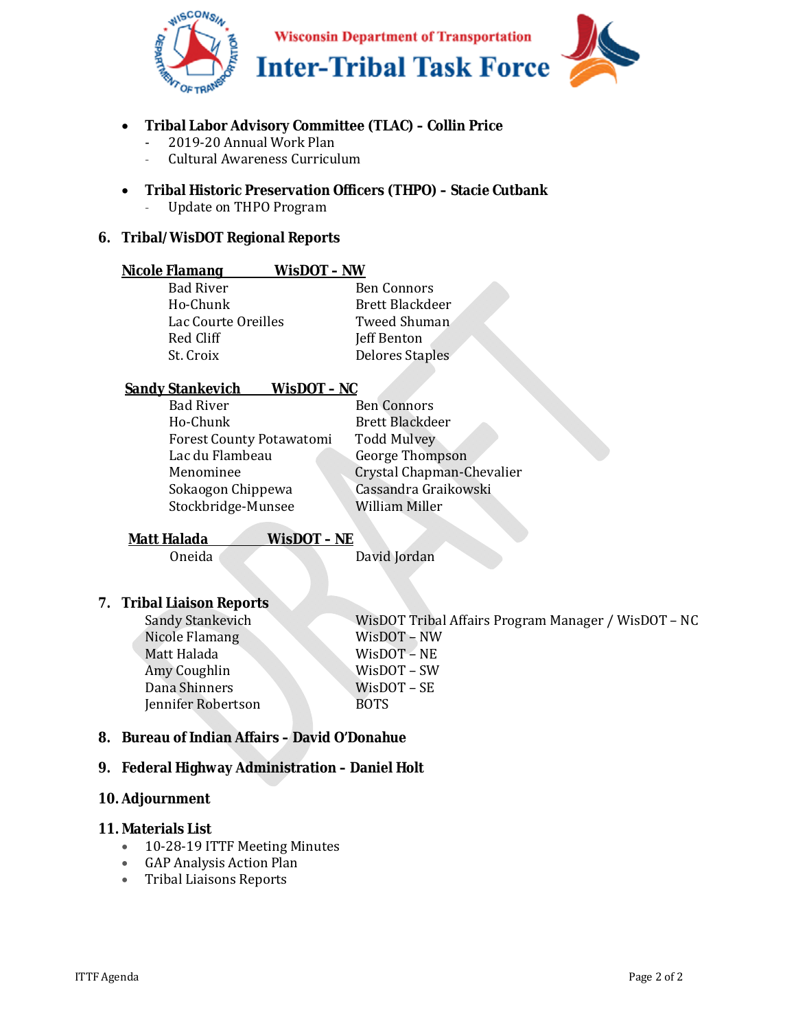Wisconsin Department of Transportation

# Inter-Tribal Task Force

- **Tribal Labor Advisory Committee (TLAC) – Collin Price**
  - 2019-20 Annual Work Plan
  - Cultural Awareness Curriculum

- **Tribal Historic Preservation Officers (THPO) – Stacie Cutbank**
  - Update on THPO Program

## 6. Tribal/WisDOT Regional Reports

| **Nicole Flamang** | **WisDOT – NW** |
|---|---|
| Bad River | Ben Connors |
| Ho-Chunk | Brett Blackdeer |
| Lac Courte Oreilles | Tweed Shuman |
| Red Cliff | Jeff Benton |
| St. Croix | Delores Staples |

| **Sandy Stankevich** | **WisDOT – NC** |
|---|---|
| Bad River | Ben Connors |
| Ho-Chunk | Brett Blackdeer |
| Forest County Potawatomi | Todd Mulvey |
| Lac du Flambeau | George Thompson |
| Menominee | Crystal Chapman-Chevalier |
| Sokaogon Chippewa | Cassandra Graikowski |
| Stockbridge-Munsee | William Miller |

| **Matt Halada** | **WisDOT – NE** |
|---|---|
| Oneida | David Jordan |

## 7. Tribal Liaison Reports

| | |
|---|---|
| Sandy Stankevich | WisDOT Tribal Affairs Program Manager / WisDOT – NC |
| Nicole Flamang | WisDOT – NW |
| Matt Halada | WisDOT – NE |
| Amy Coughlin | WisDOT – SW |
| Dana Shinners | WisDOT – SE |
| Jennifer Robertson | BOTS |

## 8. Bureau of Indian Affairs – David O'Donahue

## 9. Federal Highway Administration – Daniel Holt

## 10. Adjournment

## 11. Materials List

- 10-28-19 ITTF Meeting Minutes
- GAP Analysis Action Plan
- Tribal Liaisons Reports